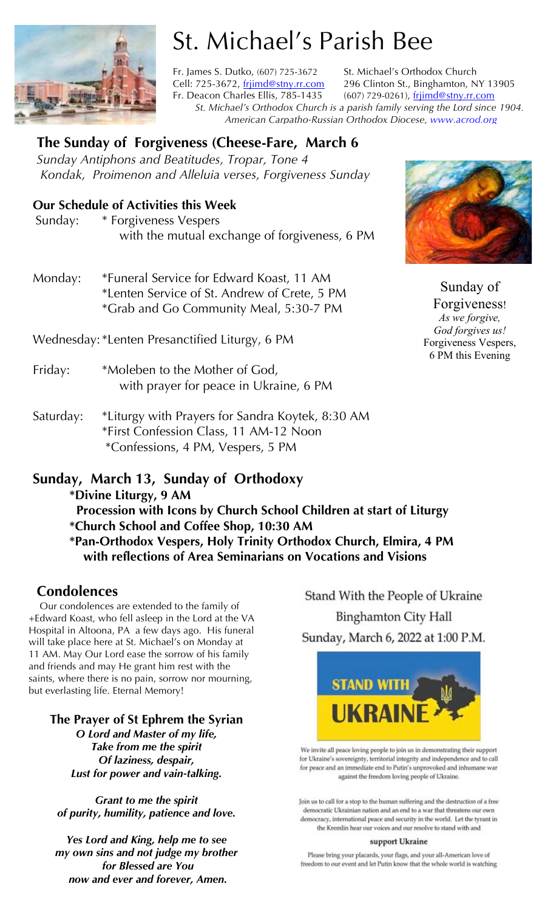# St. Michael's Parish Bee

Fr. James S. Dutko, (607) 725-3672
Cell: 725-3672, frjimd@stny.rr.com
Fr. Deacon Charles Ellis, 785-1435

St. Michael's Orthodox Church
296 Clinton St., Binghamton, NY 13905
(607) 729-0261), frjimd@stny.rr.com

*St. Michael's Orthodox Church is a parish family serving the Lord since 1904.*
*American Carpatho-Russian Orthodox Diocese, www.acrod.org*

## The Sunday of Forgiveness (Cheese-Fare, March 6

*Sunday Antiphons and Beatitudes, Tropar, Tone 4*
*Kondak, Proimenon and Alleluia verses, Forgiveness Sunday*

### Our Schedule of Activities this Week

Sunday: * Forgiveness Vespers
with the mutual exchange of forgiveness, 6 PM

Monday: *Funeral Service for Edward Koast, 11 AM
*Lenten Service of St. Andrew of Crete, 5 PM
*Grab and Go Community Meal, 5:30-7 PM

Wednesday: *Lenten Presanctified Liturgy, 6 PM

Friday: *Moleben to the Mother of God,
with prayer for peace in Ukraine, 6 PM

Saturday: *Liturgy with Prayers for Sandra Koytek, 8:30 AM
*First Confession Class, 11 AM-12 Noon
*Confessions, 4 PM, Vespers, 5 PM

Sunday of Forgiveness!
*As we forgive, God forgives us!*
Forgiveness Vespers, 6 PM this Evening

## Sunday, March 13, Sunday of Orthodoxy

**\*Divine Liturgy, 9 AM**
**Procession with Icons by Church School Children at start of Liturgy**
**\*Church School and Coffee Shop, 10:30 AM**
**\*Pan-Orthodox Vespers, Holy Trinity Orthodox Church, Elmira, 4 PM**
**with reflections of Area Seminarians on Vocations and Visions**

## Condolences

Our condolences are extended to the family of +Edward Koast, who fell asleep in the Lord at the VA Hospital in Altoona, PA a few days ago. His funeral will take place here at St. Michael's on Monday at 11 AM. May Our Lord ease the sorrow of his family and friends and may He grant him rest with the saints, where there is no pain, sorrow nor mourning, but everlasting life. Eternal Memory!

### The Prayer of St Ephrem the Syrian

***O Lord and Master of my life,***
***Take from me the spirit***
***Of laziness, despair,***
***Lust for power and vain-talking.***

***Grant to me the spirit***
***of purity, humility, patience and love.***

***Yes Lord and King, help me to see***
***my own sins and not judge my brother***
***for Blessed are You***
***now and ever and forever, Amen.***

Stand With the People of Ukraine
Binghamton City Hall
Sunday, March 6, 2022 at 1:00 P.M.

STAND WITH UKRAINE

We invite all peace loving people to join us in demonstrating their support for Ukraine's sovereignty, territorial integrity and independence and to call for peace and an immediate end to Putin's unprovoked and inhumane war against the freedom loving people of Ukraine.

Join us to call for a stop to the human suffering and the destruction of a free democratic Ukrainian nation and an end to a war that threatens our own democracy, international peace and security in the world. Let the tyrant in the Kremlin hear our voices and our resolve to stand with and

**support Ukraine**

Please bring your placards, your flags, and your all-American love of freedom to our event and let Putin know that the whole world is watching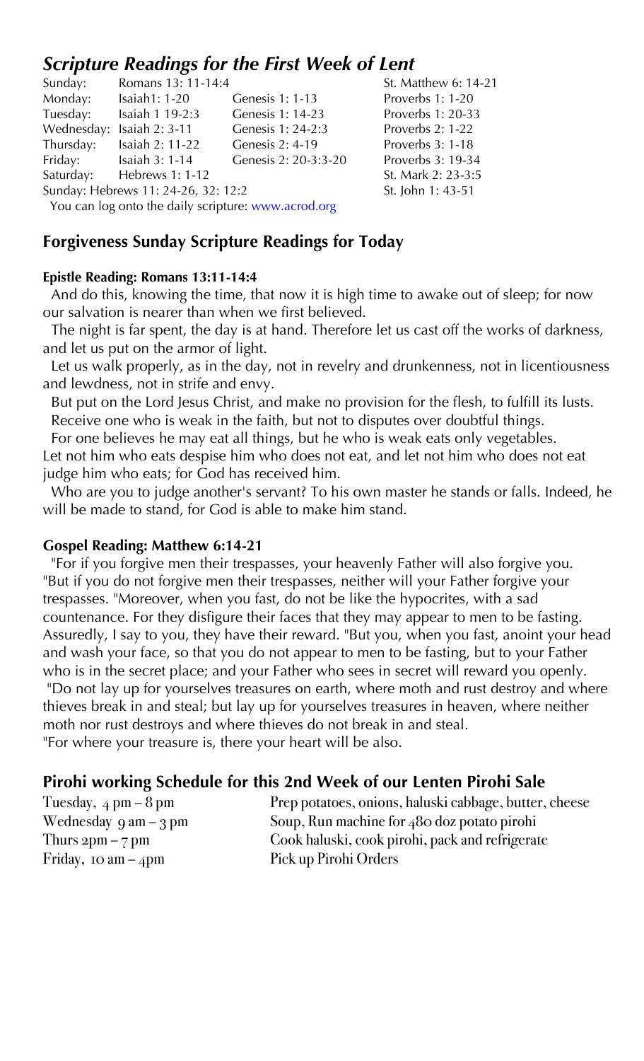## *Scripture Readings for the First Week of Lent*

| | | | |
|---|---|---|---|
| Sunday: | Romans 13: 11-14:4 | | St. Matthew 6: 14-21 |
| Monday: | Isaiah1: 1-20 | Genesis 1: 1-13 | Proverbs 1: 1-20 |
| Tuesday: | Isaiah 1 19-2:3 | Genesis 1: 14-23 | Proverbs 1: 20-33 |
| Wednesday: | Isaiah 2: 3-11 | Genesis 1: 24-2:3 | Proverbs 2: 1-22 |
| Thursday: | Isaiah 2: 11-22 | Genesis 2: 4-19 | Proverbs 3: 1-18 |
| Friday: | Isaiah 3: 1-14 | Genesis 2: 20-3:3-20 | Proverbs 3: 19-34 |
| Saturday: | Hebrews 1: 1-12 | | St. Mark 2: 23-3:5 |
| Sunday: Hebrews 11: 24-26, 32: 12:2 | | | St. John 1: 43-51 |

You can log onto the daily scripture: www.acrod.org

### Forgiveness Sunday Scripture Readings for Today

**Epistle Reading: Romans 13:11-14:4**

And do this, knowing the time, that now it is high time to awake out of sleep; for now our salvation is nearer than when we first believed.

The night is far spent, the day is at hand. Therefore let us cast off the works of darkness, and let us put on the armor of light.

Let us walk properly, as in the day, not in revelry and drunkenness, not in licentiousness and lewdness, not in strife and envy.

But put on the Lord Jesus Christ, and make no provision for the flesh, to fulfill its lusts.

Receive one who is weak in the faith, but not to disputes over doubtful things.

For one believes he may eat all things, but he who is weak eats only vegetables.

Let not him who eats despise him who does not eat, and let not him who does not eat judge him who eats; for God has received him.

Who are you to judge another's servant? To his own master he stands or falls. Indeed, he will be made to stand, for God is able to make him stand.

**Gospel Reading: Matthew 6:14-21**

"For if you forgive men their trespasses, your heavenly Father will also forgive you. "But if you do not forgive men their trespasses, neither will your Father forgive your trespasses. "Moreover, when you fast, do not be like the hypocrites, with a sad countenance. For they disfigure their faces that they may appear to men to be fasting. Assuredly, I say to you, they have their reward. "But you, when you fast, anoint your head and wash your face, so that you do not appear to men to be fasting, but to your Father who is in the secret place; and your Father who sees in secret will reward you openly.

"Do not lay up for yourselves treasures on earth, where moth and rust destroy and where thieves break in and steal; but lay up for yourselves treasures in heaven, where neither moth nor rust destroys and where thieves do not break in and steal.

"For where your treasure is, there your heart will be also.

### Pirohi working Schedule for this 2nd Week of our Lenten Pirohi Sale

| | |
|---|---|
| Tuesday, 4 pm – 8 pm | Prep potatoes, onions, haluski cabbage, butter, cheese |
| Wednesday 9 am – 3 pm | Soup, Run machine for 480 doz potato pirohi |
| Thurs 2pm – 7 pm | Cook haluski, cook pirohi, pack and refrigerate |
| Friday, 10 am – 4pm | Pick up Pirohi Orders |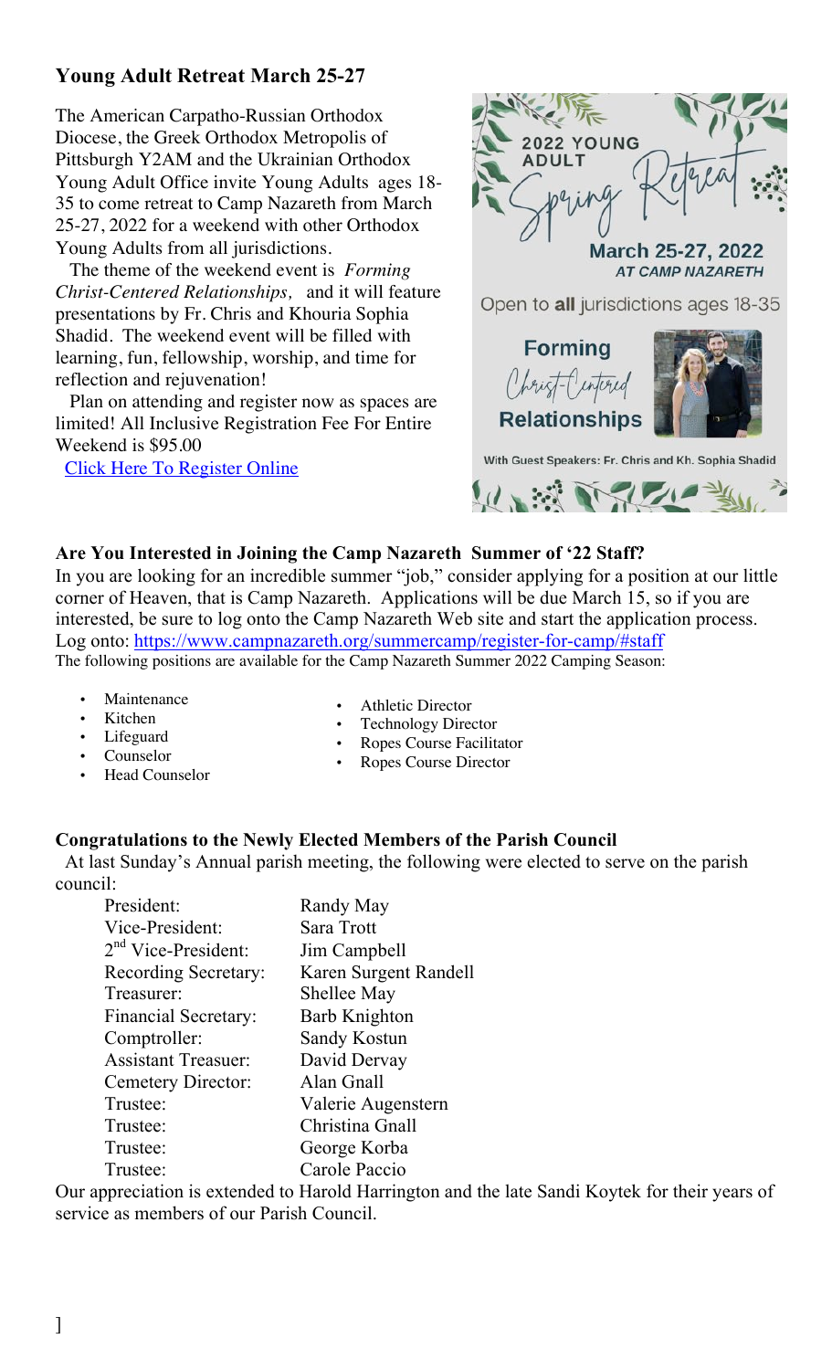## Young Adult Retreat March 25-27

The American Carpatho-Russian Orthodox Diocese, the Greek Orthodox Metropolis of Pittsburgh Y2AM and the Ukrainian Orthodox Young Adult Office invite Young Adults ages 18-35 to come retreat to Camp Nazareth from March 25-27, 2022 for a weekend with other Orthodox Young Adults from all jurisdictions.

The theme of the weekend event is *Forming Christ-Centered Relationships,* and it will feature presentations by Fr. Chris and Khouria Sophia Shadid. The weekend event will be filled with learning, fun, fellowship, worship, and time for reflection and rejuvenation!

Plan on attending and register now as spaces are limited! All Inclusive Registration Fee For Entire Weekend is $95.00

[Click Here To Register Online]

2022 YOUNG ADULT Spring Retreat

March 25-27, 2022
AT CAMP NAZARETH

Open to **all** jurisdictions ages 18-35

Forming Christ-Centered Relationships

With Guest Speakers: Fr. Chris and Kh. Sophia Shadid

## Are You Interested in Joining the Camp Nazareth Summer of '22 Staff?

In you are looking for an incredible summer "job," consider applying for a position at our little corner of Heaven, that is Camp Nazareth. Applications will be due March 15, so if you are interested, be sure to log onto the Camp Nazareth Web site and start the application process. Log onto: https://www.campnazareth.org/summercamp/register-for-camp/#staff

The following positions are available for the Camp Nazareth Summer 2022 Camping Season:

- Maintenance
- Kitchen
- Lifeguard
- Counselor
- Head Counselor
- Athletic Director
- Technology Director
- Ropes Course Facilitator
- Ropes Course Director

## Congratulations to the Newly Elected Members of the Parish Council

At last Sunday's Annual parish meeting, the following were elected to serve on the parish council:

| | |
|---|---|
| President: | Randy May |
| Vice-President: | Sara Trott |
| 2nd Vice-President: | Jim Campbell |
| Recording Secretary: | Karen Surgent Randell |
| Treasurer: | Shellee May |
| Financial Secretary: | Barb Knighton |
| Comptroller: | Sandy Kostun |
| Assistant Treasuer: | David Dervay |
| Cemetery Director: | Alan Gnall |
| Trustee: | Valerie Augenstern |
| Trustee: | Christina Gnall |
| Trustee: | George Korba |
| Trustee: | Carole Paccio |

Our appreciation is extended to Harold Harrington and the late Sandi Koytek for their years of service as members of our Parish Council.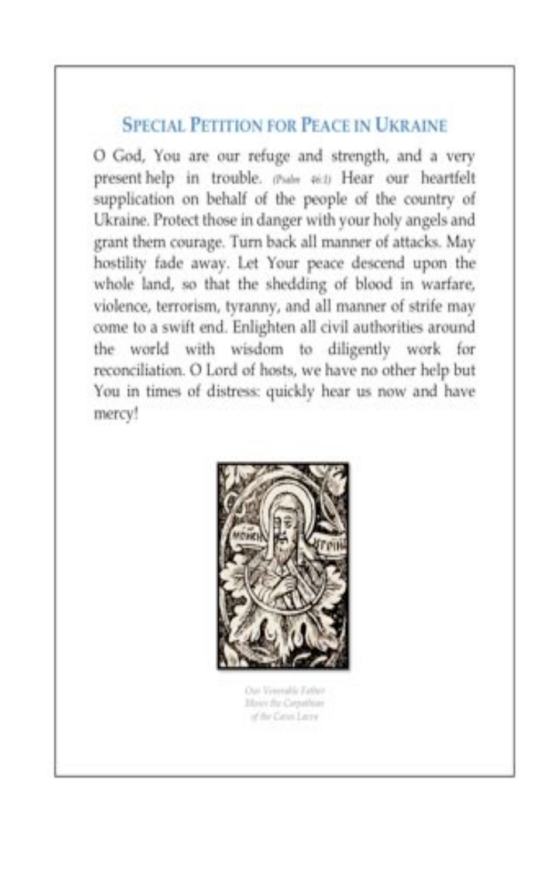## Special Petition for Peace in Ukraine

O God, You are our refuge and strength, and a very present help in trouble. (Psalm 46:1) Hear our heartfelt supplication on behalf of the people of the country of Ukraine. Protect those in danger with your holy angels and grant them courage. Turn back all manner of attacks. May hostility fade away. Let Your peace descend upon the whole land, so that the shedding of blood in warfare, violence, terrorism, tyranny, and all manner of strife may come to a swift end. Enlighten all civil authorities around the world with wisdom to diligently work for reconciliation. O Lord of hosts, we have no other help but You in times of distress: quickly hear us now and have mercy!

Our Venerable Father
Moses the Carpathian
of the Caves Lavra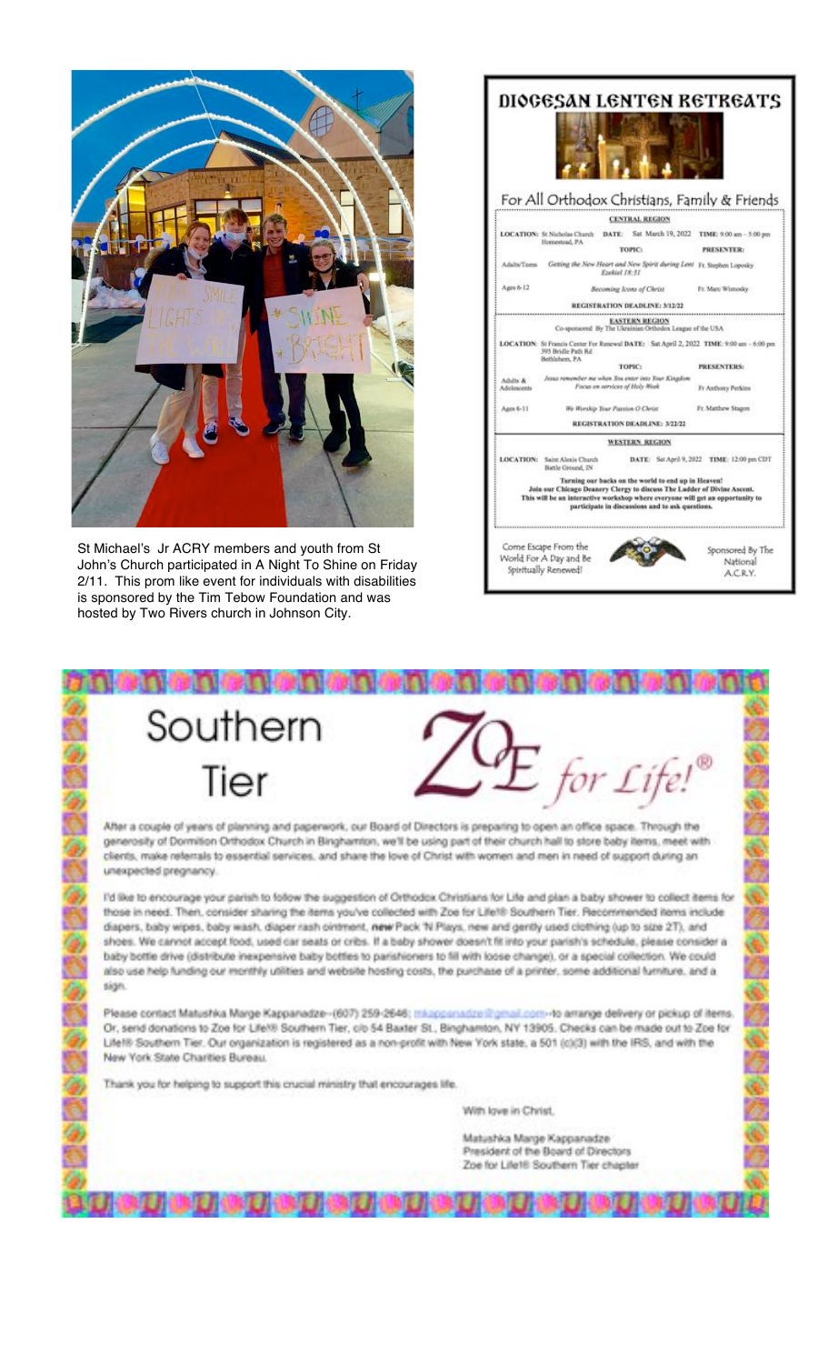St Michael's Jr ACRY members and youth from St John's Church participated in A Night To Shine on Friday 2/11. This prom like event for individuals with disabilities is sponsored by the Tim Tebow Foundation and was hosted by Two Rivers church in Johnson City.

# DIOCESAN LENTEN RETREATS

## For All Orthodox Christians, Family & Friends

### CENTRAL REGION

**LOCATION:** St Nicholas Church Homestead, PA **DATE:** Sat March 19, 2022 **TIME:** 9:00 am – 5:00 pm

| | TOPIC: | PRESENTER: |
|---|---|---|
| Adults/Teens | Getting the New Heart and New Spirit during Lent Ezekiel 18:31 | Fr. Stephen Loposky |
| Ages 6-12 | Becoming Icons of Christ | Fr. Marc Wisnosky |

**REGISTRATION DEADLINE: 3/12/22**

### EASTERN REGION

Co-sponsored By The Ukrainian Orthodox League of the USA

**LOCATION:** St Francis Center For Renewal 395 Bridle Path Rd Bethlehem, PA **DATE:** Sat April 2, 2022 **TIME:** 9:00 am – 6:00 pm

| | TOPIC: | PRESENTERS: |
|---|---|---|
| Adults & Adolescents | Jesus remember me when You enter into Your Kingdom Focus on services of Holy Week | Fr Anthony Perkins |
| Ages 6-11 | We Worship Your Passion O Christ | Fr. Matthew Stagon |

**REGISTRATION DEADLINE: 3/22/22**

### WESTERN REGION

**LOCATION:** Saint Alexis Church Battle Ground, IN **DATE:** Sat April 9, 2022 **TIME:** 12:00 pm CDT

**Turning our backs on the world to end up in Heaven! Join our Chicago Deanery Clergy to discuss The Ladder of Divine Ascent. This will be an interactive workshop where everyone will get an opportunity to participate in discussions and to ask questions.**

Come Escape From the World For A Day and Be Spiritually Renewed!

Sponsored By The National A.C.R.Y.

# Southern Tier ZOE for Life!®

After a couple of years of planning and paperwork, our Board of Directors is preparing to open an office space. Through the generosity of Dormition Orthodox Church in Binghamton, we'll be using part of their church hall to store baby items, meet with clients, make referrals to essential services, and share the love of Christ with women and men in need of support during an unexpected pregnancy.

I'd like to encourage your parish to follow the suggestion of Orthodox Christians for Life and plan a baby shower to collect items for those in need. Then, consider sharing the items you've collected with Zoe for Life!® Southern Tier. Recommended items include diapers, baby wipes, baby wash, diaper rash ointment, *new* Pack 'N Plays, new and gently used clothing (up to size 2T), and shoes. We cannot accept food, used car seats or cribs. If a baby shower doesn't fit into your parish's schedule, please consider a baby bottle drive (distribute inexpensive baby bottles to parishioners to fill with loose change), or a special collection. We could also use help funding our monthly utilities and website hosting costs, the purchase of a printer, some additional furniture, and a sign.

Please contact Matushka Marge Kappanadze--(607) 259-2646; mkappanadze@gmail.com--to arrange delivery or pickup of items. Or, send donations to Zoe for Life!® Southern Tier, c/o 54 Baxter St., Binghamton, NY 13905. Checks can be made out to Zoe for Life!® Southern Tier. Our organization is registered as a non-profit with New York state, a 501 (c)(3) with the IRS, and with the New York State Charities Bureau.

Thank you for helping to support this crucial ministry that encourages life.

With love in Christ,

Matushka Marge Kappanadze
President of the Board of Directors
Zoe for Life!® Southern Tier chapter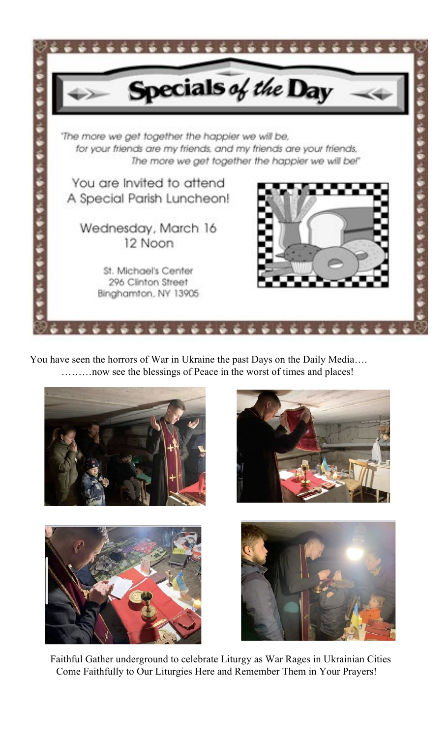# Specials of the Day

*"The more we get together the happier we will be,*
*for your friends are my friends, and my friends are your friends,*
*The more we get together the happier we will be!"*

You are Invited to attend
A Special Parish Luncheon!

Wednesday, March 16
12 Noon

St. Michael's Center
296 Clinton Street
Binghamton, NY 13905

You have seen the horrors of War in Ukraine the past Days on the Daily Media….
………now see the blessings of Peace in the worst of times and places!

Faithful Gather underground to celebrate Liturgy as War Rages in Ukrainian Cities
Come Faithfully to Our Liturgies Here and Remember Them in Your Prayers!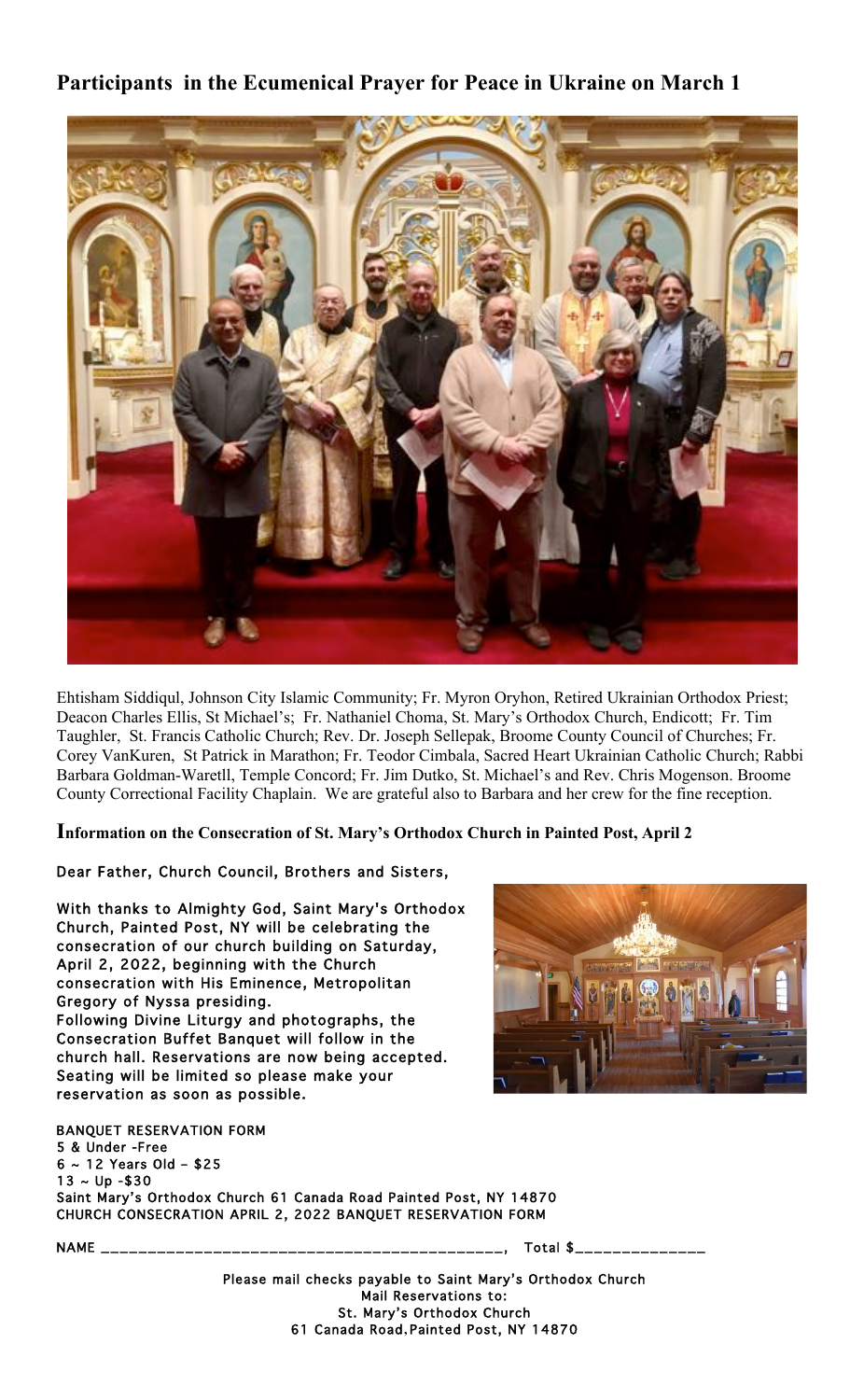## Participants in the Ecumenical Prayer for Peace in Ukraine on March 1

Ehtisham Siddiqul, Johnson City Islamic Community; Fr. Myron Oryhon, Retired Ukrainian Orthodox Priest; Deacon Charles Ellis, St Michael's; Fr. Nathaniel Choma, St. Mary's Orthodox Church, Endicott; Fr. Tim Taughler, St. Francis Catholic Church; Rev. Dr. Joseph Sellepak, Broome County Council of Churches; Fr. Corey VanKuren, St Patrick in Marathon; Fr. Teodor Cimbala, Sacred Heart Ukrainian Catholic Church; Rabbi Barbara Goldman-Waretll, Temple Concord; Fr. Jim Dutko, St. Michael's and Rev. Chris Mogenson. Broome County Correctional Facility Chaplain. We are grateful also to Barbara and her crew for the fine reception.

### Information on the Consecration of St. Mary's Orthodox Church in Painted Post, April 2

Dear Father, Church Council, Brothers and Sisters,

With thanks to Almighty God, Saint Mary's Orthodox Church, Painted Post, NY will be celebrating the consecration of our church building on Saturday, April 2, 2022, beginning with the Church consecration with His Eminence, Metropolitan Gregory of Nyssa presiding.
Following Divine Liturgy and photographs, the Consecration Buffet Banquet will follow in the church hall. Reservations are now being accepted. Seating will be limited so please make your reservation as soon as possible.

BANQUET RESERVATION FORM
5 & Under -Free
6 ~ 12 Years Old – $25
13 ~ Up -$30
Saint Mary's Orthodox Church 61 Canada Road Painted Post, NY 14870
CHURCH CONSECRATION APRIL 2, 2022 BANQUET RESERVATION FORM

NAME ____________________________________________, Total $______________

Please mail checks payable to Saint Mary's Orthodox Church
Mail Reservations to:
St. Mary's Orthodox Church
61 Canada Road.Painted Post, NY 14870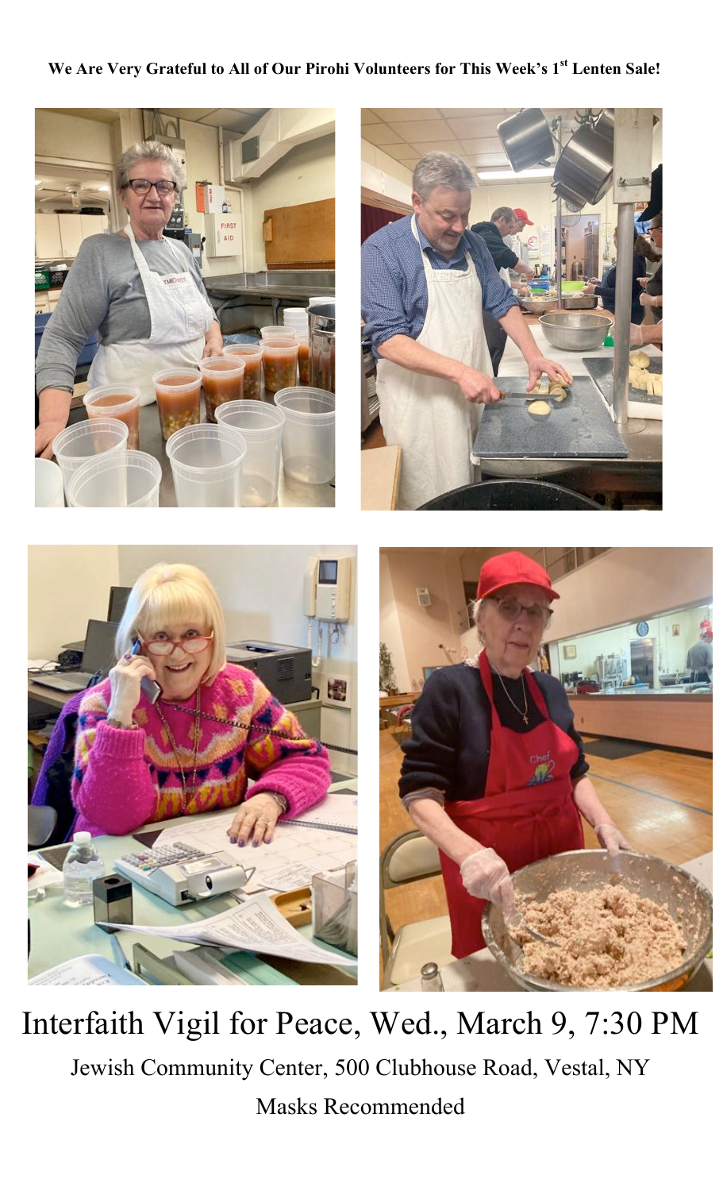**We Are Very Grateful to All of Our Pirohi Volunteers for This Week's 1st Lenten Sale!**

# Interfaith Vigil for Peace, Wed., March 9, 7:30 PM

Jewish Community Center, 500 Clubhouse Road, Vestal, NY

Masks Recommended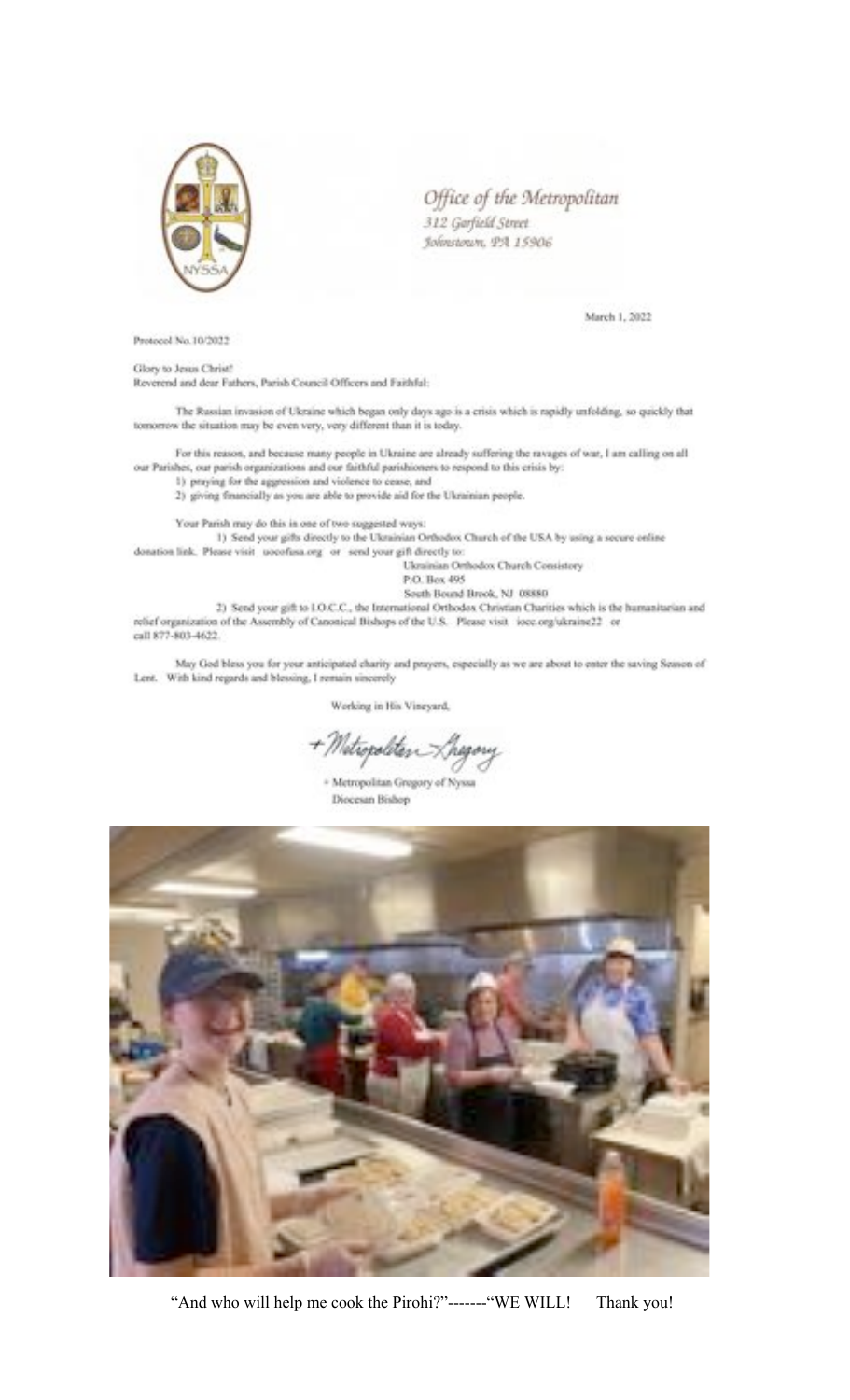Office of the Metropolitan
312 Garfield Street
Johnstown, PA 15906

March 1, 2022

Protocol No.10/2022

Glory to Jesus Christ!
Reverend and dear Fathers, Parish Council Officers and Faithful:

The Russian invasion of Ukraine which began only days ago is a crisis which is rapidly unfolding, so quickly that tomorrow the situation may be even very, very different than it is today.

For this reason, and because many people in Ukraine are already suffering the ravages of war, I am calling on all our Parishes, our parish organizations and our faithful parishioners to respond to this crisis by:

1) praying for the aggression and violence to cease, and
2) giving financially as you are able to provide aid for the Ukrainian people.

Your Parish may do this in one of two suggested ways:

1) Send your gifts directly to the Ukrainian Orthodox Church of the USA by using a secure online donation link. Please visit uocofusa.org or send your gift directly to:

Ukrainian Orthodox Church Consistory
P.O. Box 495
South Bound Brook, NJ 08880

2) Send your gift to I.O.C.C., the International Orthodox Christian Charities which is the humanitarian and relief organization of the Assembly of Canonical Bishops of the U.S. Please visit iocc.org/ukraine22 or call 877-803-4622.

May God bless you for your anticipated charity and prayers, especially as we are about to enter the saving Season of Lent. With kind regards and blessing, I remain sincerely

Working in His Vineyard,

+Metropolitan Gregory

+ Metropolitan Gregory of Nyssa
Diocesan Bishop

"And who will help me cook the Pirohi?"-------"WE WILL! Thank you!